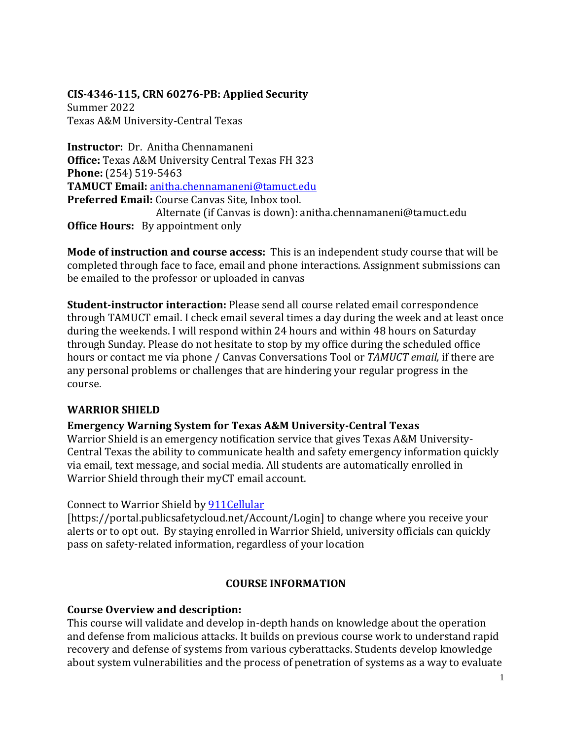**CIS-4346-115, CRN 60276-PB: Applied Security**
Summer 2022
Texas A&M University-Central Texas

**Instructor:** Dr. Anitha Chennamaneni
**Office:** Texas A&M University Central Texas FH 323
**Phone:** (254) 519-5463
**TAMUCT Email:** anitha.chennamaneni@tamuct.edu
**Preferred Email:** Course Canvas Site, Inbox tool.
Alternate (if Canvas is down): anitha.chennamaneni@tamuct.edu
**Office Hours:** By appointment only

**Mode of instruction and course access:** This is an independent study course that will be completed through face to face, email and phone interactions. Assignment submissions can be emailed to the professor or uploaded in canvas

**Student-instructor interaction:** Please send all course related email correspondence through TAMUCT email. I check email several times a day during the week and at least once during the weekends. I will respond within 24 hours and within 48 hours on Saturday through Sunday. Please do not hesitate to stop by my office during the scheduled office hours or contact me via phone / Canvas Conversations Tool or *TAMUCT email,* if there are any personal problems or challenges that are hindering your regular progress in the course.

## WARRIOR SHIELD

### Emergency Warning System for Texas A&M University-Central Texas

Warrior Shield is an emergency notification service that gives Texas A&M University-Central Texas the ability to communicate health and safety emergency information quickly via email, text message, and social media. All students are automatically enrolled in Warrior Shield through their myCT email account.

Connect to Warrior Shield by 911Cellular [https://portal.publicsafetycloud.net/Account/Login] to change where you receive your alerts or to opt out. By staying enrolled in Warrior Shield, university officials can quickly pass on safety-related information, regardless of your location

## COURSE INFORMATION

### Course Overview and description:

This course will validate and develop in-depth hands on knowledge about the operation and defense from malicious attacks. It builds on previous course work to understand rapid recovery and defense of systems from various cyberattacks. Students develop knowledge about system vulnerabilities and the process of penetration of systems as a way to evaluate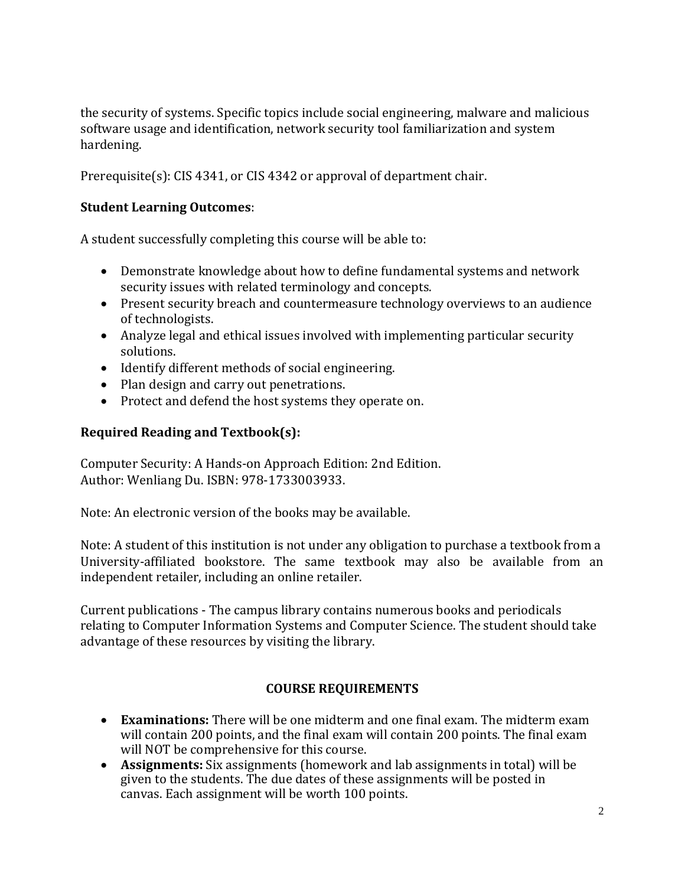the security of systems. Specific topics include social engineering, malware and malicious software usage and identification, network security tool familiarization and system hardening.

Prerequisite(s): CIS 4341, or CIS 4342 or approval of department chair.

**Student Learning Outcomes**:

A student successfully completing this course will be able to:

- Demonstrate knowledge about how to define fundamental systems and network security issues with related terminology and concepts.
- Present security breach and countermeasure technology overviews to an audience of technologists.
- Analyze legal and ethical issues involved with implementing particular security solutions.
- Identify different methods of social engineering.
- Plan design and carry out penetrations.
- Protect and defend the host systems they operate on.

**Required Reading and Textbook(s):**

Computer Security: A Hands-on Approach Edition: 2nd Edition.
Author: Wenliang Du. ISBN: 978-1733003933.

Note: An electronic version of the books may be available.

Note: A student of this institution is not under any obligation to purchase a textbook from a University-affiliated bookstore. The same textbook may also be available from an independent retailer, including an online retailer.

Current publications - The campus library contains numerous books and periodicals relating to Computer Information Systems and Computer Science. The student should take advantage of these resources by visiting the library.

## COURSE REQUIREMENTS

- **Examinations:** There will be one midterm and one final exam. The midterm exam will contain 200 points, and the final exam will contain 200 points. The final exam will NOT be comprehensive for this course.
- **Assignments:** Six assignments (homework and lab assignments in total) will be given to the students. The due dates of these assignments will be posted in canvas. Each assignment will be worth 100 points.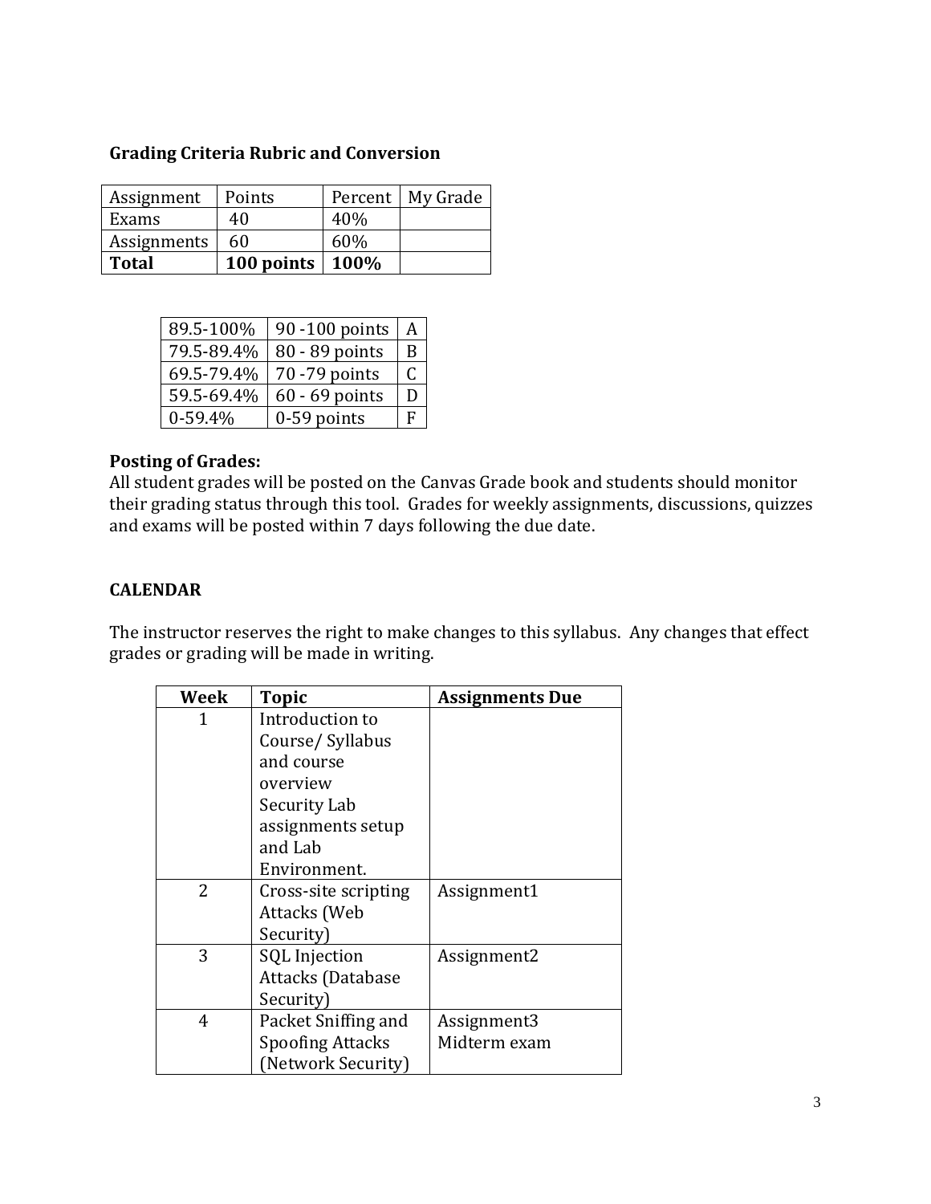### Grading Criteria Rubric and Conversion

| Assignment | Points | Percent | My Grade |
|---|---|---|---|
| Exams | 40 | 40% | |
| Assignments | 60 | 60% | |
| **Total** | **100 points** | **100%** | |

| | | |
|---|---|---|
| 89.5-100% | 90 -100 points | A |
| 79.5-89.4% | 80 - 89 points | B |
| 69.5-79.4% | 70 -79 points | C |
| 59.5-69.4% | 60 - 69 points | D |
| 0-59.4% | 0-59 points | F |

**Posting of Grades:**
All student grades will be posted on the Canvas Grade book and students should monitor their grading status through this tool. Grades for weekly assignments, discussions, quizzes and exams will be posted within 7 days following the due date.

### CALENDAR

The instructor reserves the right to make changes to this syllabus. Any changes that effect grades or grading will be made in writing.

| Week | Topic | Assignments Due |
|---|---|---|
| 1 | Introduction to Course/ Syllabus and course overview Security Lab assignments setup and Lab Environment. | |
| 2 | Cross-site scripting Attacks (Web Security) | Assignment1 |
| 3 | SQL Injection Attacks (Database Security) | Assignment2 |
| 4 | Packet Sniffing and Spoofing Attacks (Network Security) | Assignment3 Midterm exam |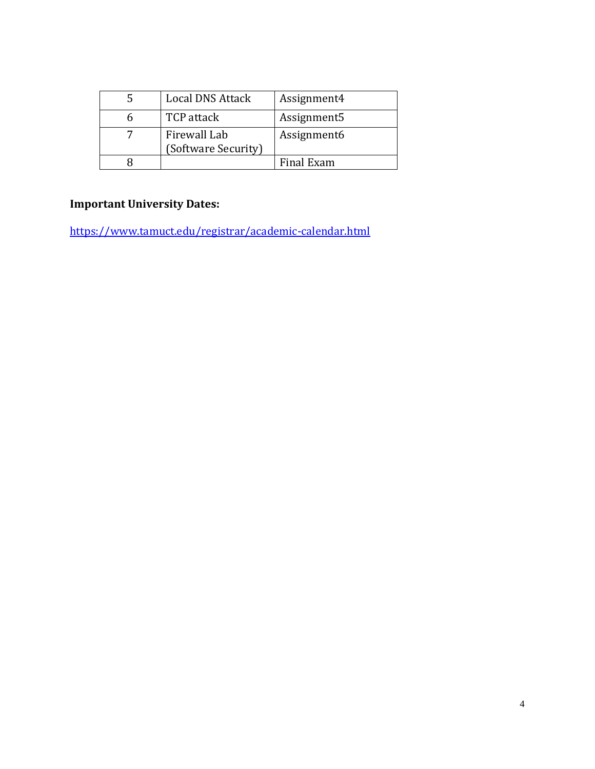| 5 | Local DNS Attack | Assignment4 |
|---|---|---|
| 6 | TCP attack | Assignment5 |
| 7 | Firewall Lab (Software Security) | Assignment6 |
| 8 | | Final Exam |

**Important University Dates:**

https://www.tamuct.edu/registrar/academic-calendar.html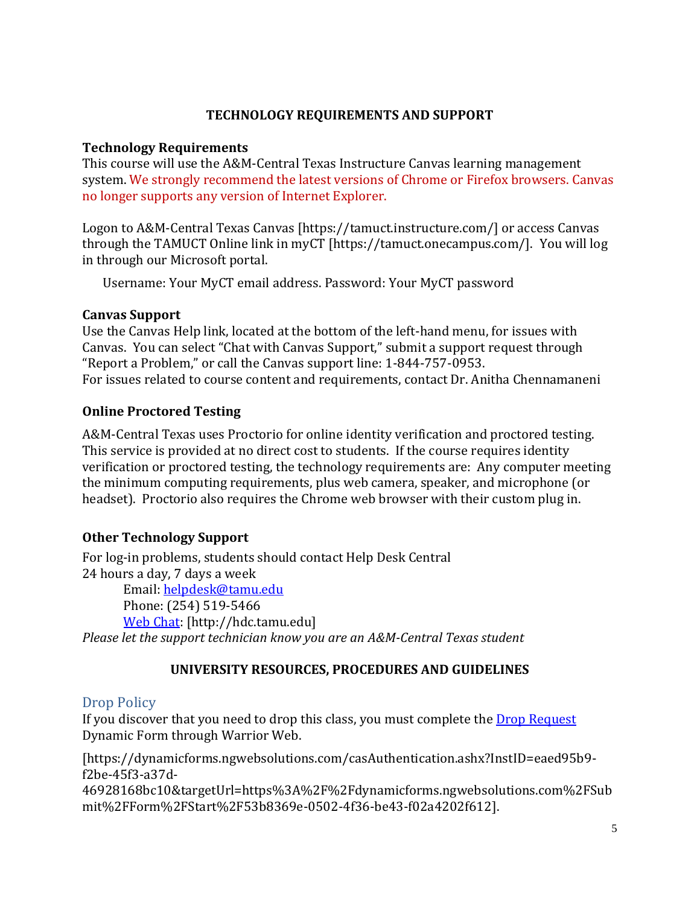## TECHNOLOGY REQUIREMENTS AND SUPPORT

### Technology Requirements

This course will use the A&M-Central Texas Instructure Canvas learning management system. We strongly recommend the latest versions of Chrome or Firefox browsers. Canvas no longer supports any version of Internet Explorer.

Logon to A&M-Central Texas Canvas [https://tamuct.instructure.com/] or access Canvas through the TAMUCT Online link in myCT [https://tamuct.onecampus.com/]. You will log in through our Microsoft portal.

Username: Your MyCT email address. Password: Your MyCT password

### Canvas Support

Use the Canvas Help link, located at the bottom of the left-hand menu, for issues with Canvas. You can select "Chat with Canvas Support," submit a support request through "Report a Problem," or call the Canvas support line: 1-844-757-0953.
For issues related to course content and requirements, contact Dr. Anitha Chennamaneni

### Online Proctored Testing

A&M-Central Texas uses Proctorio for online identity verification and proctored testing. This service is provided at no direct cost to students. If the course requires identity verification or proctored testing, the technology requirements are: Any computer meeting the minimum computing requirements, plus web camera, speaker, and microphone (or headset). Proctorio also requires the Chrome web browser with their custom plug in.

### Other Technology Support

For log-in problems, students should contact Help Desk Central
24 hours a day, 7 days a week

Email: helpdesk@tamu.edu
Phone: (254) 519-5466
Web Chat: [http://hdc.tamu.edu]

*Please let the support technician know you are an A&M-Central Texas student*

## UNIVERSITY RESOURCES, PROCEDURES AND GUIDELINES

### Drop Policy

If you discover that you need to drop this class, you must complete the Drop Request Dynamic Form through Warrior Web.

[https://dynamicforms.ngwebsolutions.com/casAuthentication.ashx?InstID=eaed95b9-f2be-45f3-a37d-46928168bc10&targetUrl=https%3A%2F%2Fdynamicforms.ngwebsolutions.com%2FSubmit%2FForm%2FStart%2F53b8369e-0502-4f36-be43-f02a4202f612].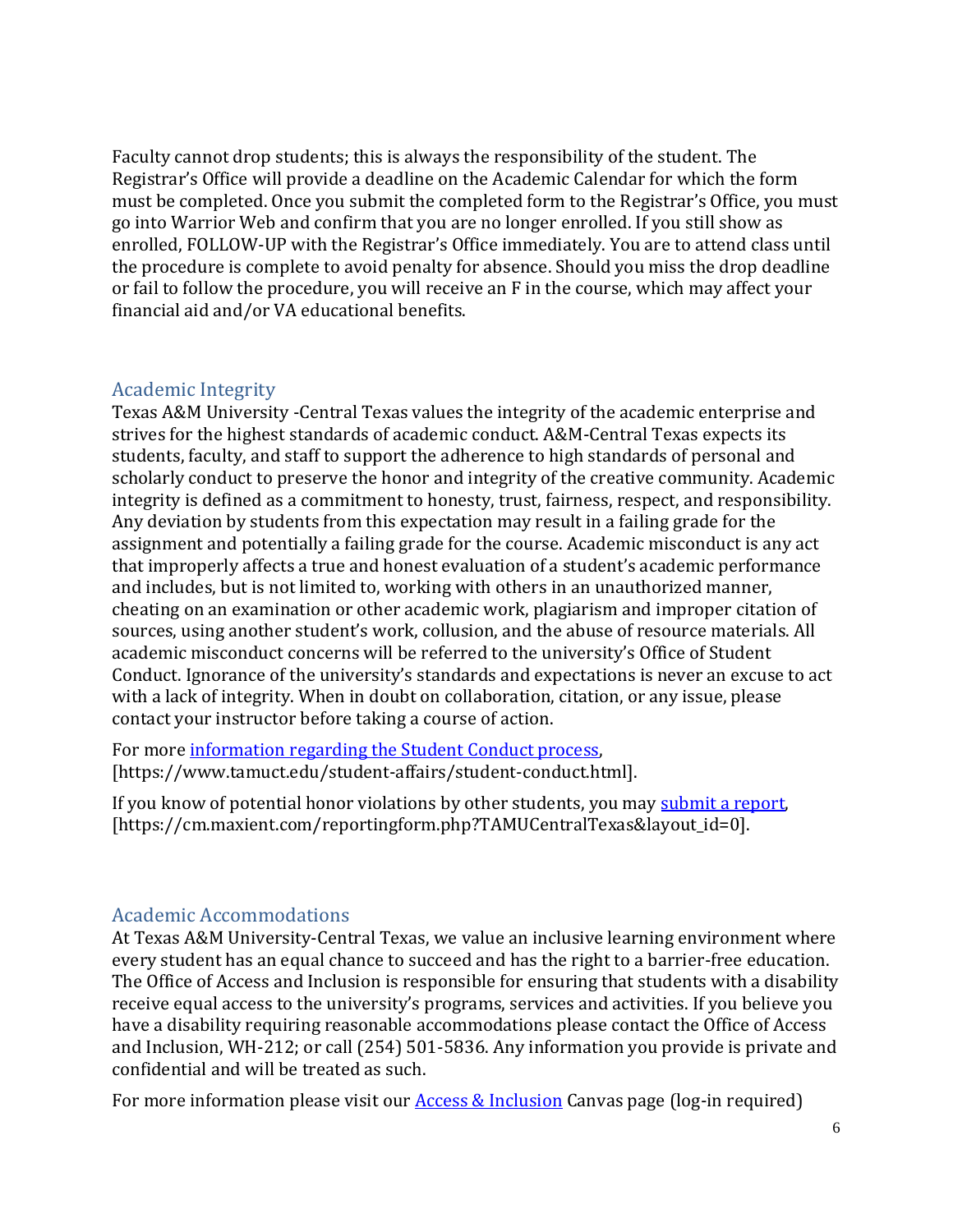Faculty cannot drop students; this is always the responsibility of the student. The Registrar's Office will provide a deadline on the Academic Calendar for which the form must be completed. Once you submit the completed form to the Registrar's Office, you must go into Warrior Web and confirm that you are no longer enrolled. If you still show as enrolled, FOLLOW-UP with the Registrar's Office immediately. You are to attend class until the procedure is complete to avoid penalty for absence. Should you miss the drop deadline or fail to follow the procedure, you will receive an F in the course, which may affect your financial aid and/or VA educational benefits.

## Academic Integrity

Texas A&M University -Central Texas values the integrity of the academic enterprise and strives for the highest standards of academic conduct. A&M-Central Texas expects its students, faculty, and staff to support the adherence to high standards of personal and scholarly conduct to preserve the honor and integrity of the creative community. Academic integrity is defined as a commitment to honesty, trust, fairness, respect, and responsibility. Any deviation by students from this expectation may result in a failing grade for the assignment and potentially a failing grade for the course. Academic misconduct is any act that improperly affects a true and honest evaluation of a student's academic performance and includes, but is not limited to, working with others in an unauthorized manner, cheating on an examination or other academic work, plagiarism and improper citation of sources, using another student's work, collusion, and the abuse of resource materials. All academic misconduct concerns will be referred to the university's Office of Student Conduct. Ignorance of the university's standards and expectations is never an excuse to act with a lack of integrity. When in doubt on collaboration, citation, or any issue, please contact your instructor before taking a course of action.

For more information regarding the Student Conduct process, [https://www.tamuct.edu/student-affairs/student-conduct.html].

If you know of potential honor violations by other students, you may submit a report, [https://cm.maxient.com/reportingform.php?TAMUCentralTexas&layout_id=0].

## Academic Accommodations

At Texas A&M University-Central Texas, we value an inclusive learning environment where every student has an equal chance to succeed and has the right to a barrier-free education. The Office of Access and Inclusion is responsible for ensuring that students with a disability receive equal access to the university's programs, services and activities. If you believe you have a disability requiring reasonable accommodations please contact the Office of Access and Inclusion, WH-212; or call (254) 501-5836. Any information you provide is private and confidential and will be treated as such.

For more information please visit our Access & Inclusion Canvas page (log-in required)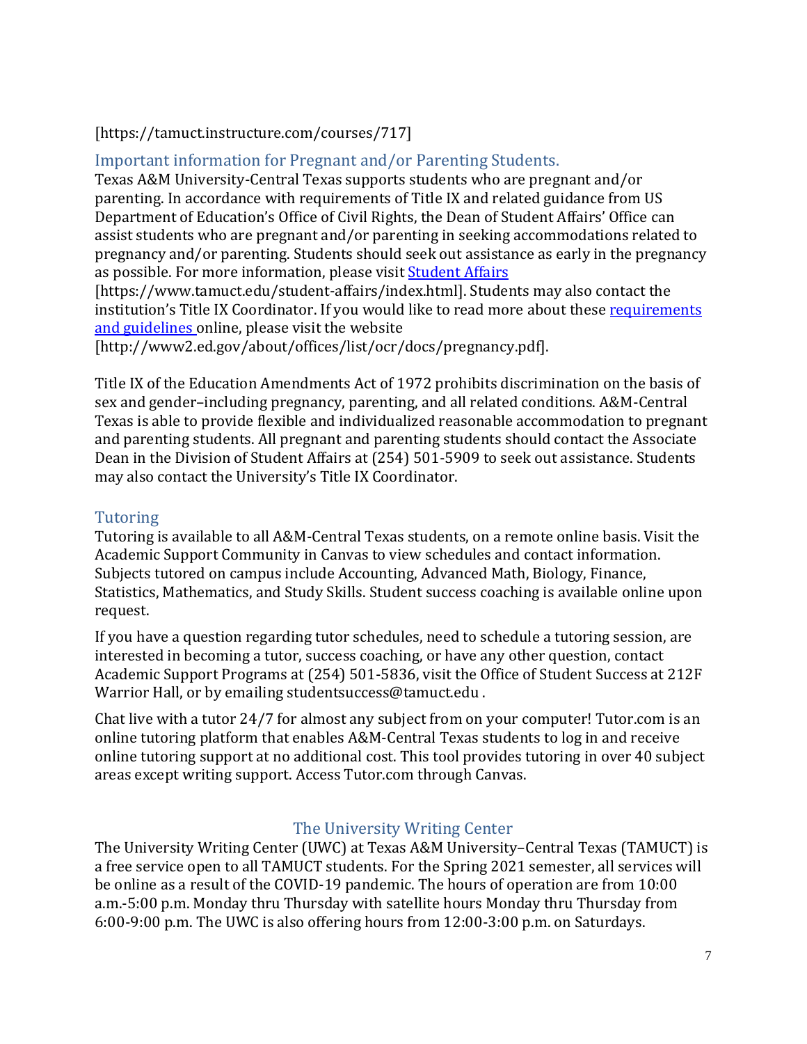[https://tamuct.instructure.com/courses/717]

## Important information for Pregnant and/or Parenting Students.

Texas A&M University-Central Texas supports students who are pregnant and/or parenting. In accordance with requirements of Title IX and related guidance from US Department of Education's Office of Civil Rights, the Dean of Student Affairs' Office can assist students who are pregnant and/or parenting in seeking accommodations related to pregnancy and/or parenting. Students should seek out assistance as early in the pregnancy as possible. For more information, please visit Student Affairs [https://www.tamuct.edu/student-affairs/index.html]. Students may also contact the institution's Title IX Coordinator. If you would like to read more about these requirements and guidelines online, please visit the website [http://www2.ed.gov/about/offices/list/ocr/docs/pregnancy.pdf].

Title IX of the Education Amendments Act of 1972 prohibits discrimination on the basis of sex and gender–including pregnancy, parenting, and all related conditions. A&M-Central Texas is able to provide flexible and individualized reasonable accommodation to pregnant and parenting students. All pregnant and parenting students should contact the Associate Dean in the Division of Student Affairs at (254) 501-5909 to seek out assistance. Students may also contact the University's Title IX Coordinator.

## Tutoring

Tutoring is available to all A&M-Central Texas students, on a remote online basis. Visit the Academic Support Community in Canvas to view schedules and contact information. Subjects tutored on campus include Accounting, Advanced Math, Biology, Finance, Statistics, Mathematics, and Study Skills. Student success coaching is available online upon request.

If you have a question regarding tutor schedules, need to schedule a tutoring session, are interested in becoming a tutor, success coaching, or have any other question, contact Academic Support Programs at (254) 501-5836, visit the Office of Student Success at 212F Warrior Hall, or by emailing studentsuccess@tamuct.edu .

Chat live with a tutor 24/7 for almost any subject from on your computer! Tutor.com is an online tutoring platform that enables A&M-Central Texas students to log in and receive online tutoring support at no additional cost. This tool provides tutoring in over 40 subject areas except writing support. Access Tutor.com through Canvas.

## The University Writing Center

The University Writing Center (UWC) at Texas A&M University–Central Texas (TAMUCT) is a free service open to all TAMUCT students. For the Spring 2021 semester, all services will be online as a result of the COVID-19 pandemic. The hours of operation are from 10:00 a.m.-5:00 p.m. Monday thru Thursday with satellite hours Monday thru Thursday from 6:00-9:00 p.m. The UWC is also offering hours from 12:00-3:00 p.m. on Saturdays.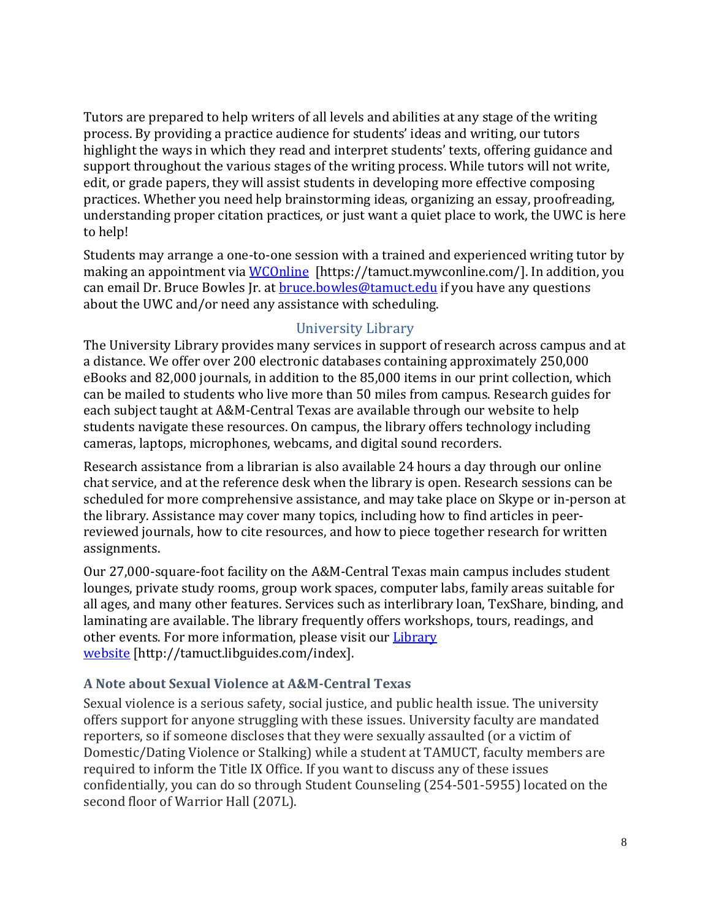Tutors are prepared to help writers of all levels and abilities at any stage of the writing process. By providing a practice audience for students' ideas and writing, our tutors highlight the ways in which they read and interpret students' texts, offering guidance and support throughout the various stages of the writing process. While tutors will not write, edit, or grade papers, they will assist students in developing more effective composing practices. Whether you need help brainstorming ideas, organizing an essay, proofreading, understanding proper citation practices, or just want a quiet place to work, the UWC is here to help!

Students may arrange a one-to-one session with a trained and experienced writing tutor by making an appointment via WCOnline [https://tamuct.mywconline.com/]. In addition, you can email Dr. Bruce Bowles Jr. at bruce.bowles@tamuct.edu if you have any questions about the UWC and/or need any assistance with scheduling.

## University Library

The University Library provides many services in support of research across campus and at a distance. We offer over 200 electronic databases containing approximately 250,000 eBooks and 82,000 journals, in addition to the 85,000 items in our print collection, which can be mailed to students who live more than 50 miles from campus. Research guides for each subject taught at A&M-Central Texas are available through our website to help students navigate these resources. On campus, the library offers technology including cameras, laptops, microphones, webcams, and digital sound recorders.

Research assistance from a librarian is also available 24 hours a day through our online chat service, and at the reference desk when the library is open. Research sessions can be scheduled for more comprehensive assistance, and may take place on Skype or in-person at the library. Assistance may cover many topics, including how to find articles in peer-reviewed journals, how to cite resources, and how to piece together research for written assignments.

Our 27,000-square-foot facility on the A&M-Central Texas main campus includes student lounges, private study rooms, group work spaces, computer labs, family areas suitable for all ages, and many other features. Services such as interlibrary loan, TexShare, binding, and laminating are available. The library frequently offers workshops, tours, readings, and other events. For more information, please visit our Library website [http://tamuct.libguides.com/index].

### A Note about Sexual Violence at A&M-Central Texas

Sexual violence is a serious safety, social justice, and public health issue. The university offers support for anyone struggling with these issues. University faculty are mandated reporters, so if someone discloses that they were sexually assaulted (or a victim of Domestic/Dating Violence or Stalking) while a student at TAMUCT, faculty members are required to inform the Title IX Office. If you want to discuss any of these issues confidentially, you can do so through Student Counseling (254-501-5955) located on the second floor of Warrior Hall (207L).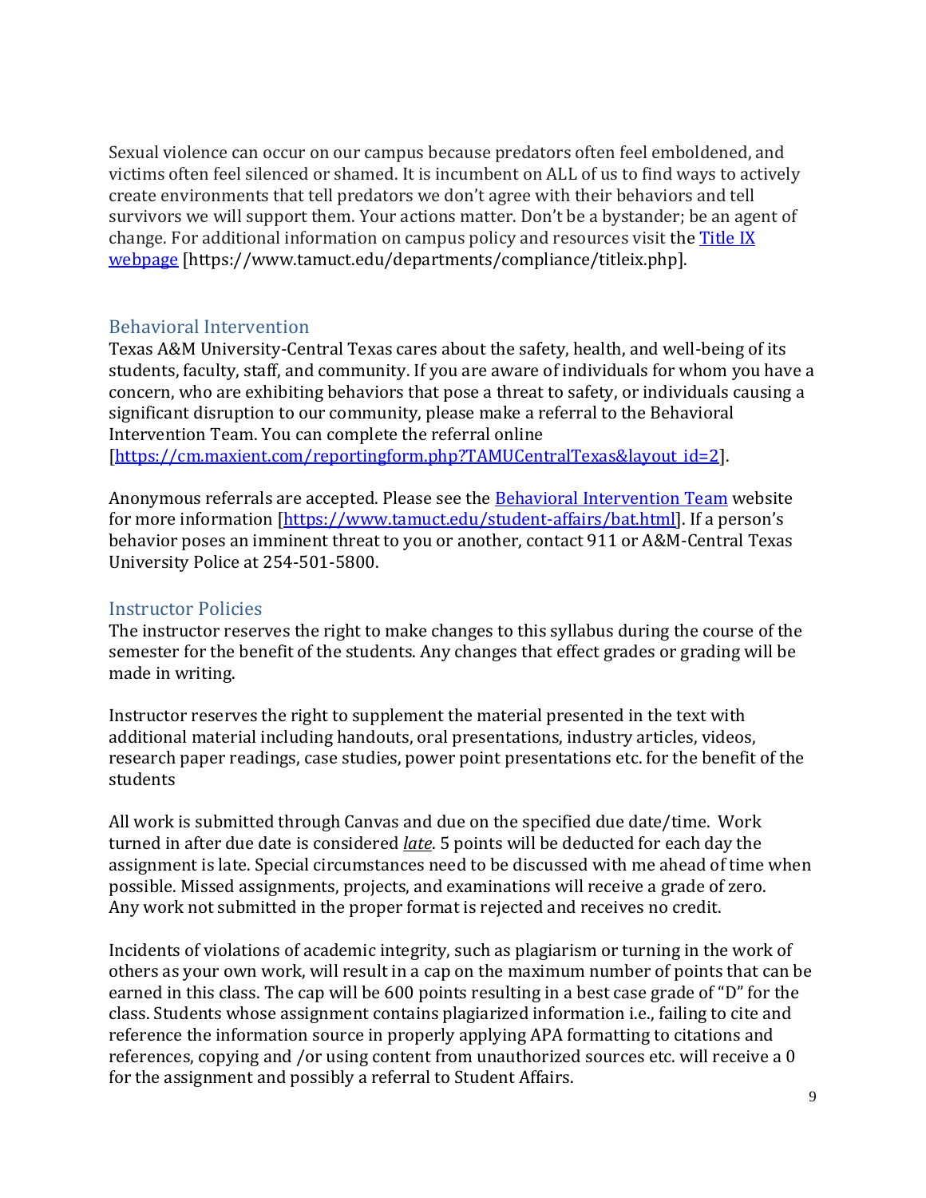Sexual violence can occur on our campus because predators often feel emboldened, and victims often feel silenced or shamed. It is incumbent on ALL of us to find ways to actively create environments that tell predators we don't agree with their behaviors and tell survivors we will support them. Your actions matter. Don't be a bystander; be an agent of change. For additional information on campus policy and resources visit the [Title IX webpage](https://www.tamuct.edu/departments/compliance/titleix.php) [https://www.tamuct.edu/departments/compliance/titleix.php].

## Behavioral Intervention

Texas A&M University-Central Texas cares about the safety, health, and well-being of its students, faculty, staff, and community. If you are aware of individuals for whom you have a concern, who are exhibiting behaviors that pose a threat to safety, or individuals causing a significant disruption to our community, please make a referral to the Behavioral Intervention Team. You can complete the referral online [https://cm.maxient.com/reportingform.php?TAMUCentralTexas&layout_id=2].

Anonymous referrals are accepted. Please see the [Behavioral Intervention Team](https://www.tamuct.edu/student-affairs/bat.html) website for more information [https://www.tamuct.edu/student-affairs/bat.html]. If a person's behavior poses an imminent threat to you or another, contact 911 or A&M-Central Texas University Police at 254-501-5800.

## Instructor Policies

The instructor reserves the right to make changes to this syllabus during the course of the semester for the benefit of the students. Any changes that effect grades or grading will be made in writing.

Instructor reserves the right to supplement the material presented in the text with additional material including handouts, oral presentations, industry articles, videos, research paper readings, case studies, power point presentations etc. for the benefit of the students

All work is submitted through Canvas and due on the specified due date/time. Work turned in after due date is considered ***late***. 5 points will be deducted for each day the assignment is late. Special circumstances need to be discussed with me ahead of time when possible. Missed assignments, projects, and examinations will receive a grade of zero. Any work not submitted in the proper format is rejected and receives no credit.

Incidents of violations of academic integrity, such as plagiarism or turning in the work of others as your own work, will result in a cap on the maximum number of points that can be earned in this class. The cap will be 600 points resulting in a best case grade of "D" for the class. Students whose assignment contains plagiarized information i.e., failing to cite and reference the information source in properly applying APA formatting to citations and references, copying and /or using content from unauthorized sources etc. will receive a 0 for the assignment and possibly a referral to Student Affairs.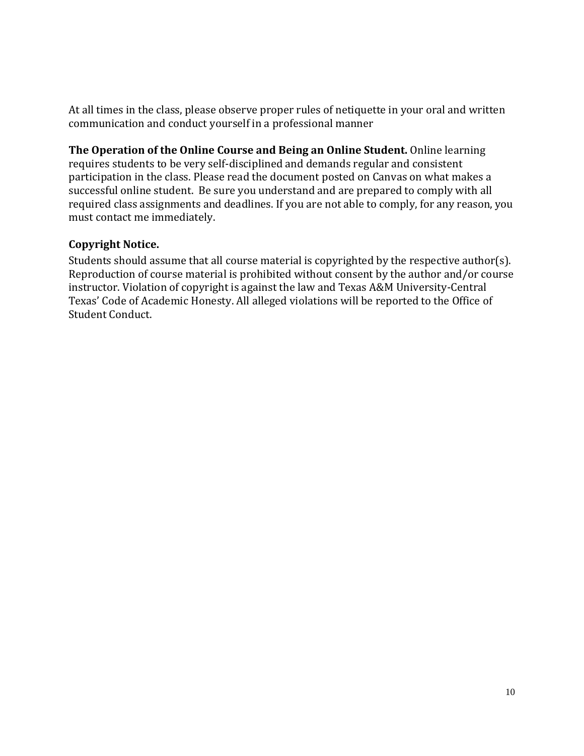At all times in the class, please observe proper rules of netiquette in your oral and written communication and conduct yourself in a professional manner

**The Operation of the Online Course and Being an Online Student.** Online learning requires students to be very self-disciplined and demands regular and consistent participation in the class. Please read the document posted on Canvas on what makes a successful online student. Be sure you understand and are prepared to comply with all required class assignments and deadlines. If you are not able to comply, for any reason, you must contact me immediately.

**Copyright Notice.**

Students should assume that all course material is copyrighted by the respective author(s). Reproduction of course material is prohibited without consent by the author and/or course instructor. Violation of copyright is against the law and Texas A&M University-Central Texas' Code of Academic Honesty. All alleged violations will be reported to the Office of Student Conduct.